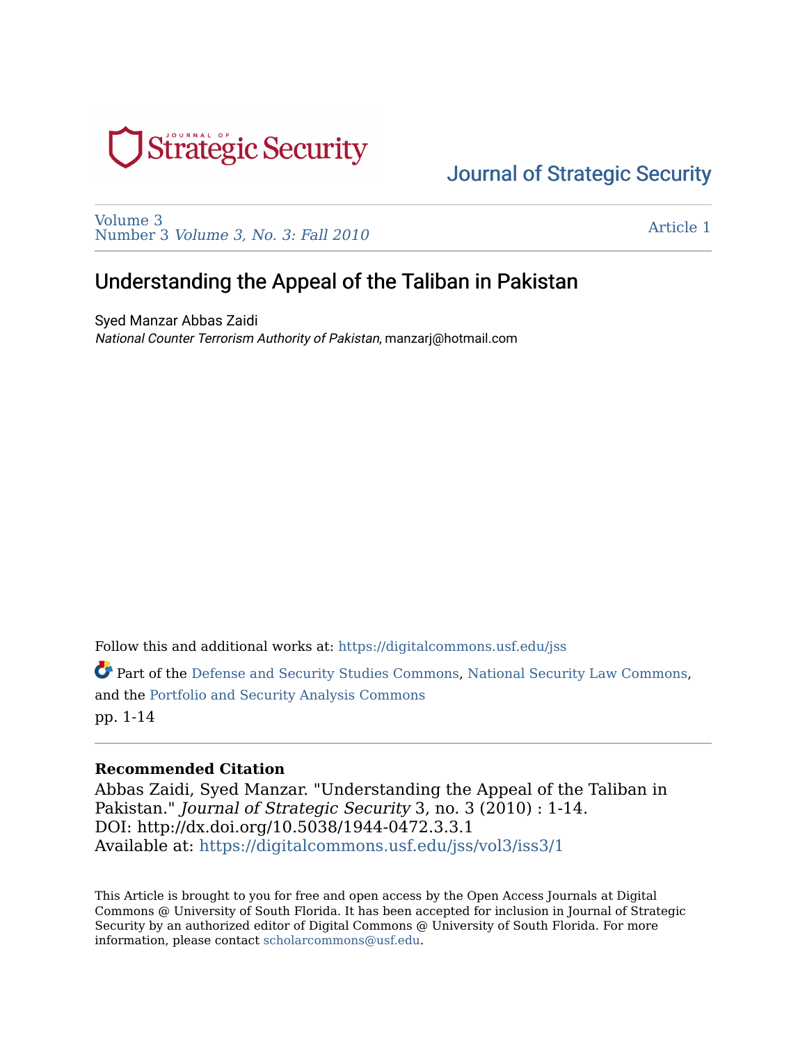Journal of Strategic Security

Volume 3
Number 3 *Volume 3, No. 3: Fall 2010*

Article 1

# Understanding the Appeal of the Taliban in Pakistan

Syed Manzar Abbas Zaidi
*National Counter Terrorism Authority of Pakistan*, manzarj@hotmail.com

Follow this and additional works at: https://digitalcommons.usf.edu/jss

Part of the Defense and Security Studies Commons, National Security Law Commons, and the Portfolio and Security Analysis Commons

pp. 1-14

**Recommended Citation**

Abbas Zaidi, Syed Manzar. "Understanding the Appeal of the Taliban in Pakistan." *Journal of Strategic Security* 3, no. 3 (2010) : 1-14.
DOI: http://dx.doi.org/10.5038/1944-0472.3.3.1
Available at: https://digitalcommons.usf.edu/jss/vol3/iss3/1

This Article is brought to you for free and open access by the Open Access Journals at Digital Commons @ University of South Florida. It has been accepted for inclusion in Journal of Strategic Security by an authorized editor of Digital Commons @ University of South Florida. For more information, please contact scholarcommons@usf.edu.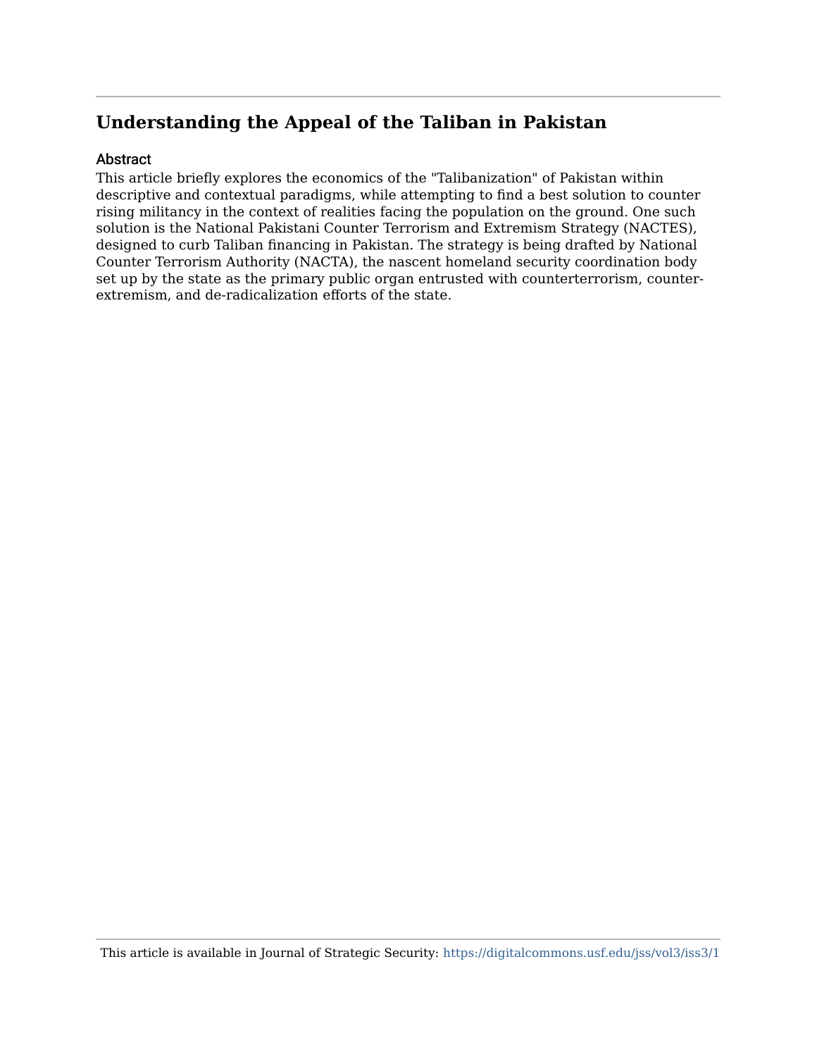## Understanding the Appeal of the Taliban in Pakistan

### Abstract

This article briefly explores the economics of the "Talibanization" of Pakistan within descriptive and contextual paradigms, while attempting to find a best solution to counter rising militancy in the context of realities facing the population on the ground. One such solution is the National Pakistani Counter Terrorism and Extremism Strategy (NACTES), designed to curb Taliban financing in Pakistan. The strategy is being drafted by National Counter Terrorism Authority (NACTA), the nascent homeland security coordination body set up by the state as the primary public organ entrusted with counterterrorism, counter-extremism, and de-radicalization efforts of the state.

This article is available in Journal of Strategic Security: https://digitalcommons.usf.edu/jss/vol3/iss3/1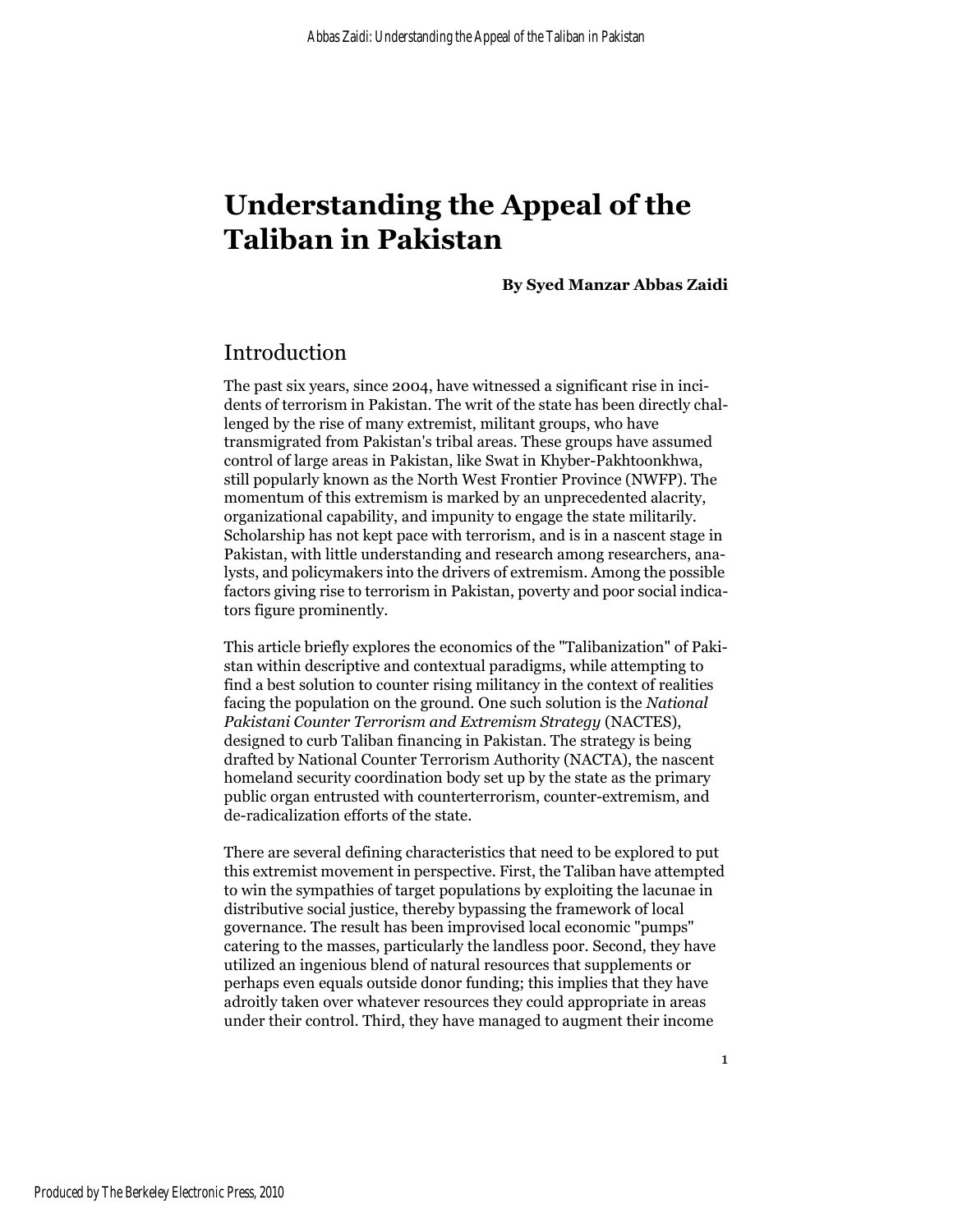# Understanding the Appeal of the Taliban in Pakistan

**By Syed Manzar Abbas Zaidi**

## Introduction

The past six years, since 2004, have witnessed a significant rise in incidents of terrorism in Pakistan. The writ of the state has been directly challenged by the rise of many extremist, militant groups, who have transmigrated from Pakistan's tribal areas. These groups have assumed control of large areas in Pakistan, like Swat in Khyber-Pakhtoonkhwa, still popularly known as the North West Frontier Province (NWFP). The momentum of this extremism is marked by an unprecedented alacrity, organizational capability, and impunity to engage the state militarily. Scholarship has not kept pace with terrorism, and is in a nascent stage in Pakistan, with little understanding and research among researchers, analysts, and policymakers into the drivers of extremism. Among the possible factors giving rise to terrorism in Pakistan, poverty and poor social indicators figure prominently.

This article briefly explores the economics of the "Talibanization" of Pakistan within descriptive and contextual paradigms, while attempting to find a best solution to counter rising militancy in the context of realities facing the population on the ground. One such solution is the *National Pakistani Counter Terrorism and Extremism Strategy* (NACTES), designed to curb Taliban financing in Pakistan. The strategy is being drafted by National Counter Terrorism Authority (NACTA), the nascent homeland security coordination body set up by the state as the primary public organ entrusted with counterterrorism, counter-extremism, and de-radicalization efforts of the state.

There are several defining characteristics that need to be explored to put this extremist movement in perspective. First, the Taliban have attempted to win the sympathies of target populations by exploiting the lacunae in distributive social justice, thereby bypassing the framework of local governance. The result has been improvised local economic "pumps" catering to the masses, particularly the landless poor. Second, they have utilized an ingenious blend of natural resources that supplements or perhaps even equals outside donor funding; this implies that they have adroitly taken over whatever resources they could appropriate in areas under their control. Third, they have managed to augment their income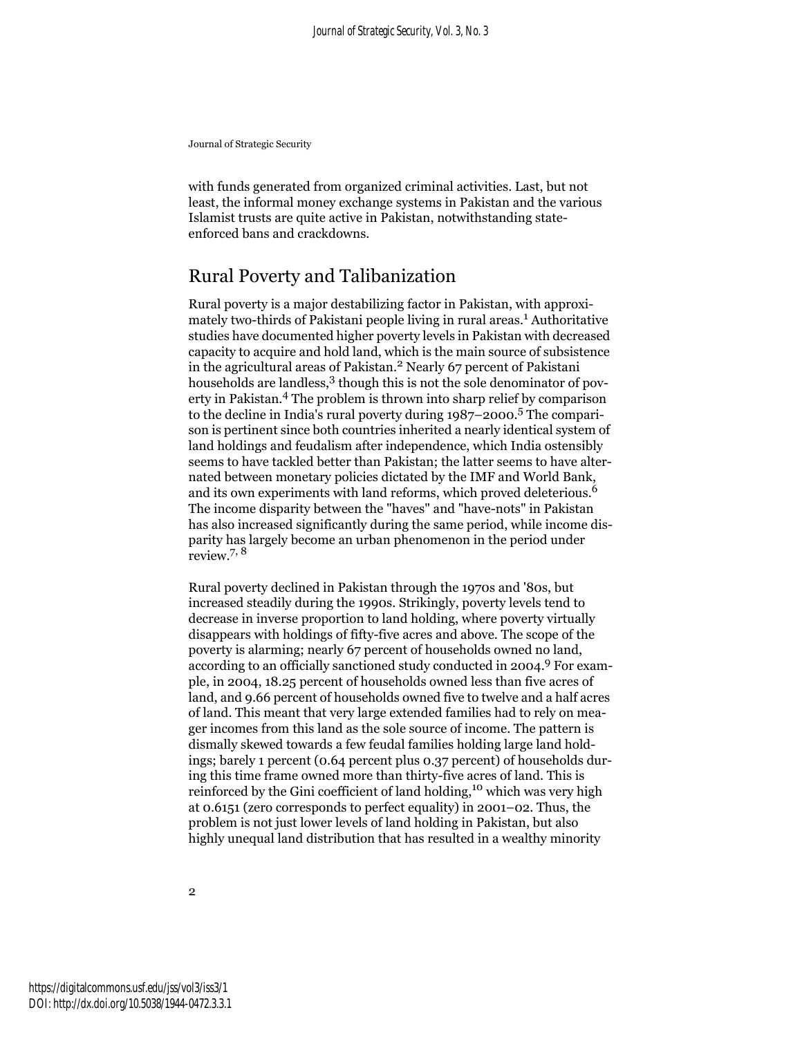with funds generated from organized criminal activities. Last, but not least, the informal money exchange systems in Pakistan and the various Islamist trusts are quite active in Pakistan, notwithstanding state-enforced bans and crackdowns.

## Rural Poverty and Talibanization

Rural poverty is a major destabilizing factor in Pakistan, with approximately two-thirds of Pakistani people living in rural areas.[1] Authoritative studies have documented higher poverty levels in Pakistan with decreased capacity to acquire and hold land, which is the main source of subsistence in the agricultural areas of Pakistan.[2] Nearly 67 percent of Pakistani households are landless,[3] though this is not the sole denominator of poverty in Pakistan.[4] The problem is thrown into sharp relief by comparison to the decline in India's rural poverty during 1987–2000.[5] The comparison is pertinent since both countries inherited a nearly identical system of land holdings and feudalism after independence, which India ostensibly seems to have tackled better than Pakistan; the latter seems to have alternated between monetary policies dictated by the IMF and World Bank, and its own experiments with land reforms, which proved deleterious.[6] The income disparity between the "haves" and "have-nots" in Pakistan has also increased significantly during the same period, while income disparity has largely become an urban phenomenon in the period under review.[7, 8]

Rural poverty declined in Pakistan through the 1970s and '80s, but increased steadily during the 1990s. Strikingly, poverty levels tend to decrease in inverse proportion to land holding, where poverty virtually disappears with holdings of fifty-five acres and above. The scope of the poverty is alarming; nearly 67 percent of households owned no land, according to an officially sanctioned study conducted in 2004.[9] For example, in 2004, 18.25 percent of households owned less than five acres of land, and 9.66 percent of households owned five to twelve and a half acres of land. This meant that very large extended families had to rely on meager incomes from this land as the sole source of income. The pattern is dismally skewed towards a few feudal families holding large land holdings; barely 1 percent (0.64 percent plus 0.37 percent) of households during this time frame owned more than thirty-five acres of land. This is reinforced by the Gini coefficient of land holding,[10] which was very high at 0.6151 (zero corresponds to perfect equality) in 2001–02. Thus, the problem is not just lower levels of land holding in Pakistan, but also highly unequal land distribution that has resulted in a wealthy minority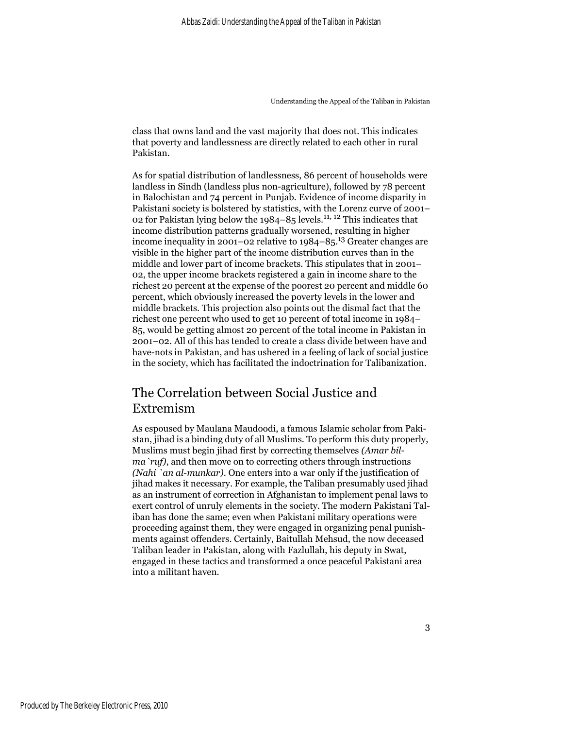class that owns land and the vast majority that does not. This indicates that poverty and landlessness are directly related to each other in rural Pakistan.

As for spatial distribution of landlessness, 86 percent of households were landless in Sindh (landless plus non-agriculture), followed by 78 percent in Balochistan and 74 percent in Punjab. Evidence of income disparity in Pakistani society is bolstered by statistics, with the Lorenz curve of 2001–02 for Pakistan lying below the 1984–85 levels.[11, 12] This indicates that income distribution patterns gradually worsened, resulting in higher income inequality in 2001–02 relative to 1984–85.[13] Greater changes are visible in the higher part of the income distribution curves than in the middle and lower part of income brackets. This stipulates that in 2001–02, the upper income brackets registered a gain in income share to the richest 20 percent at the expense of the poorest 20 percent and middle 60 percent, which obviously increased the poverty levels in the lower and middle brackets. This projection also points out the dismal fact that the richest one percent who used to get 10 percent of total income in 1984–85, would be getting almost 20 percent of the total income in Pakistan in 2001–02. All of this has tended to create a class divide between have and have-nots in Pakistan, and has ushered in a feeling of lack of social justice in the society, which has facilitated the indoctrination for Talibanization.

## The Correlation between Social Justice and Extremism

As espoused by Maulana Maudoodi, a famous Islamic scholar from Pakistan, jihad is a binding duty of all Muslims. To perform this duty properly, Muslims must begin jihad first by correcting themselves *(Amar bil-ma`ruf)*, and then move on to correcting others through instructions *(Nahi `an al-munkar)*. One enters into a war only if the justification of jihad makes it necessary. For example, the Taliban presumably used jihad as an instrument of correction in Afghanistan to implement penal laws to exert control of unruly elements in the society. The modern Pakistani Taliban has done the same; even when Pakistani military operations were proceeding against them, they were engaged in organizing penal punishments against offenders. Certainly, Baitullah Mehsud, the now deceased Taliban leader in Pakistan, along with Fazlullah, his deputy in Swat, engaged in these tactics and transformed a once peaceful Pakistani area into a militant haven.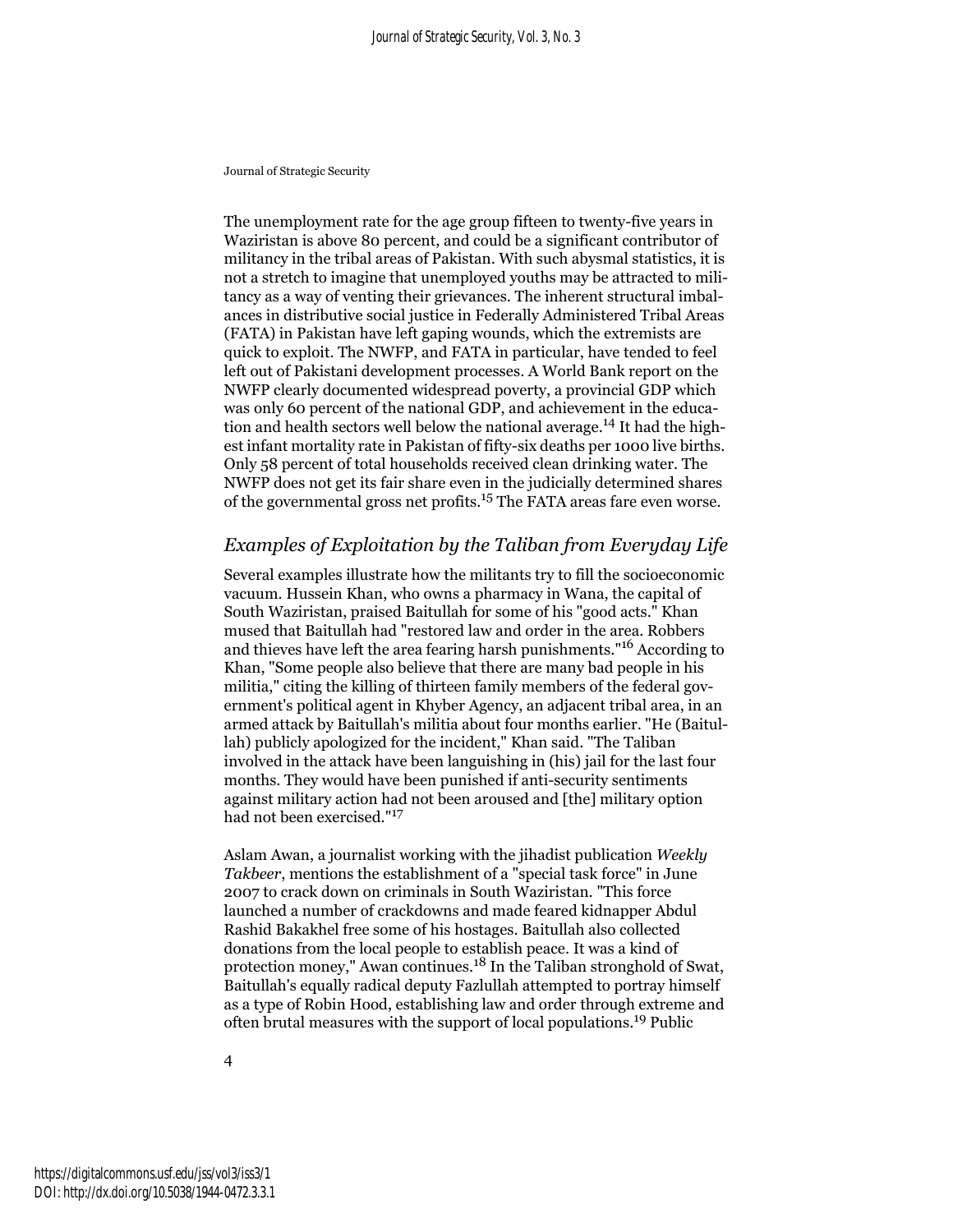The unemployment rate for the age group fifteen to twenty-five years in Waziristan is above 80 percent, and could be a significant contributor of militancy in the tribal areas of Pakistan. With such abysmal statistics, it is not a stretch to imagine that unemployed youths may be attracted to militancy as a way of venting their grievances. The inherent structural imbalances in distributive social justice in Federally Administered Tribal Areas (FATA) in Pakistan have left gaping wounds, which the extremists are quick to exploit. The NWFP, and FATA in particular, have tended to feel left out of Pakistani development processes. A World Bank report on the NWFP clearly documented widespread poverty, a provincial GDP which was only 60 percent of the national GDP, and achievement in the education and health sectors well below the national average.[14] It had the highest infant mortality rate in Pakistan of fifty-six deaths per 1000 live births. Only 58 percent of total households received clean drinking water. The NWFP does not get its fair share even in the judicially determined shares of the governmental gross net profits.[15] The FATA areas fare even worse.

## *Examples of Exploitation by the Taliban from Everyday Life*

Several examples illustrate how the militants try to fill the socioeconomic vacuum. Hussein Khan, who owns a pharmacy in Wana, the capital of South Waziristan, praised Baitullah for some of his "good acts." Khan mused that Baitullah had "restored law and order in the area. Robbers and thieves have left the area fearing harsh punishments."[16] According to Khan, "Some people also believe that there are many bad people in his militia," citing the killing of thirteen family members of the federal government's political agent in Khyber Agency, an adjacent tribal area, in an armed attack by Baitullah's militia about four months earlier. "He (Baitullah) publicly apologized for the incident," Khan said. "The Taliban involved in the attack have been languishing in (his) jail for the last four months. They would have been punished if anti-security sentiments against military action had not been aroused and [the] military option had not been exercised."[17]

Aslam Awan, a journalist working with the jihadist publication *Weekly Takbeer*, mentions the establishment of a "special task force" in June 2007 to crack down on criminals in South Waziristan. "This force launched a number of crackdowns and made feared kidnapper Abdul Rashid Bakakhel free some of his hostages. Baitullah also collected donations from the local people to establish peace. It was a kind of protection money," Awan continues.[18] In the Taliban stronghold of Swat, Baitullah's equally radical deputy Fazlullah attempted to portray himself as a type of Robin Hood, establishing law and order through extreme and often brutal measures with the support of local populations.[19] Public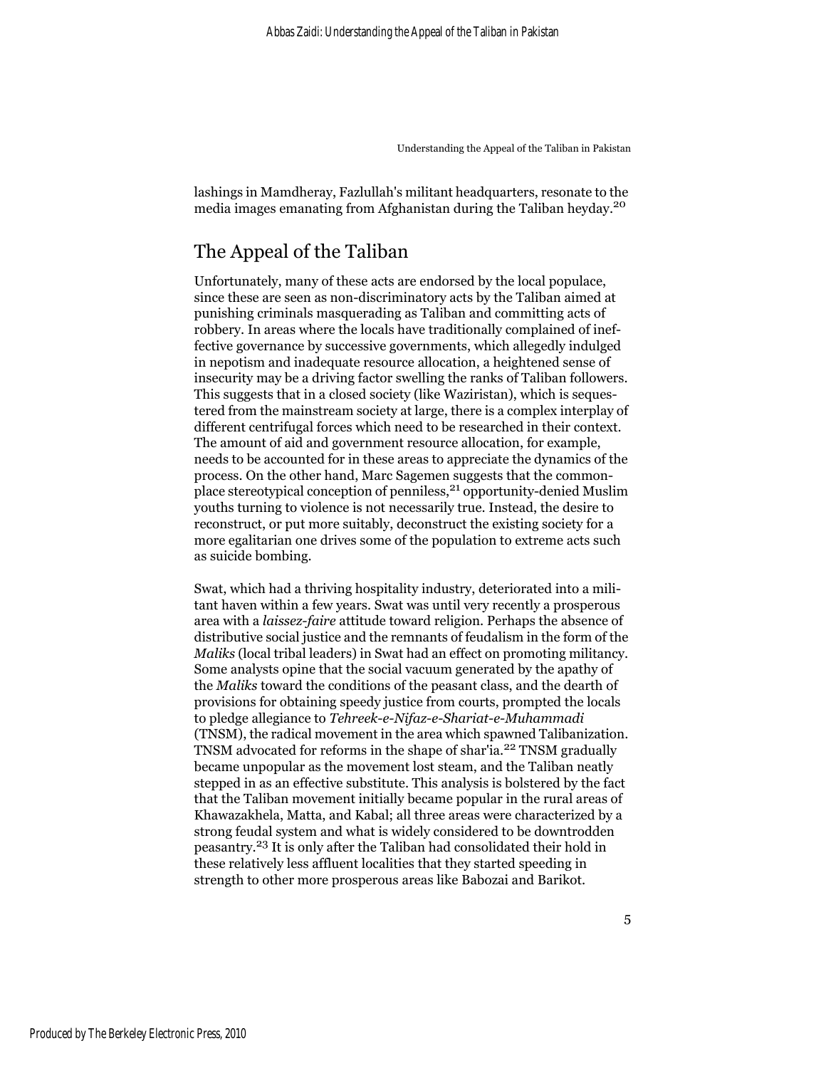lashings in Mamdheray, Fazlullah's militant headquarters, resonate to the media images emanating from Afghanistan during the Taliban heyday.[20]

## The Appeal of the Taliban

Unfortunately, many of these acts are endorsed by the local populace, since these are seen as non-discriminatory acts by the Taliban aimed at punishing criminals masquerading as Taliban and committing acts of robbery. In areas where the locals have traditionally complained of ineffective governance by successive governments, which allegedly indulged in nepotism and inadequate resource allocation, a heightened sense of insecurity may be a driving factor swelling the ranks of Taliban followers. This suggests that in a closed society (like Waziristan), which is sequestered from the mainstream society at large, there is a complex interplay of different centrifugal forces which need to be researched in their context. The amount of aid and government resource allocation, for example, needs to be accounted for in these areas to appreciate the dynamics of the process. On the other hand, Marc Sagemen suggests that the commonplace stereotypical conception of penniless,[21] opportunity-denied Muslim youths turning to violence is not necessarily true. Instead, the desire to reconstruct, or put more suitably, deconstruct the existing society for a more egalitarian one drives some of the population to extreme acts such as suicide bombing.

Swat, which had a thriving hospitality industry, deteriorated into a militant haven within a few years. Swat was until very recently a prosperous area with a *laissez-faire* attitude toward religion. Perhaps the absence of distributive social justice and the remnants of feudalism in the form of the *Maliks* (local tribal leaders) in Swat had an effect on promoting militancy. Some analysts opine that the social vacuum generated by the apathy of the *Maliks* toward the conditions of the peasant class, and the dearth of provisions for obtaining speedy justice from courts, prompted the locals to pledge allegiance to *Tehreek-e-Nifaz-e-Shariat-e-Muhammadi* (TNSM), the radical movement in the area which spawned Talibanization. TNSM advocated for reforms in the shape of shar'ia.[22] TNSM gradually became unpopular as the movement lost steam, and the Taliban neatly stepped in as an effective substitute. This analysis is bolstered by the fact that the Taliban movement initially became popular in the rural areas of Khawazakhela, Matta, and Kabal; all three areas were characterized by a strong feudal system and what is widely considered to be downtrodden peasantry.[23] It is only after the Taliban had consolidated their hold in these relatively less affluent localities that they started speeding in strength to other more prosperous areas like Babozai and Barikot.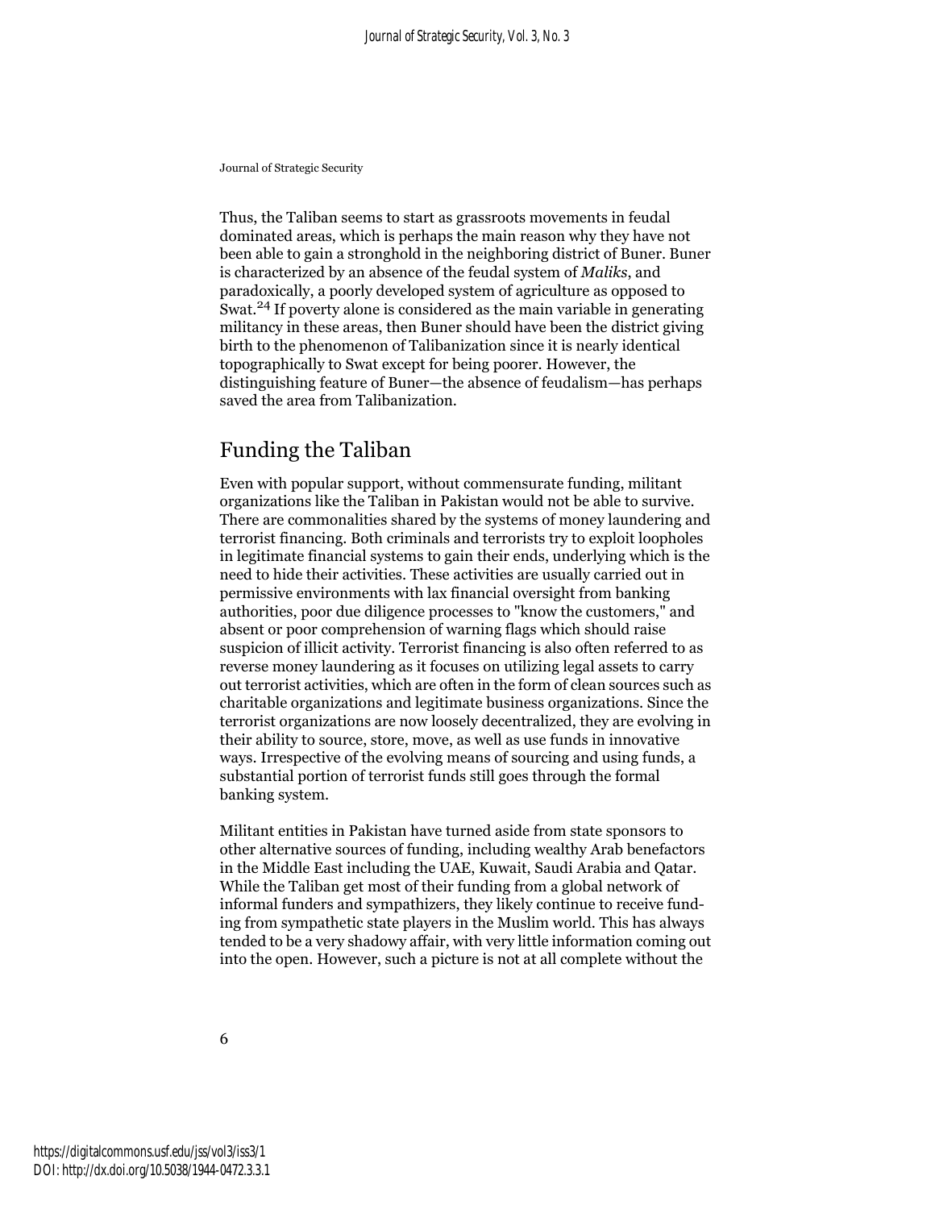Thus, the Taliban seems to start as grassroots movements in feudal dominated areas, which is perhaps the main reason why they have not been able to gain a stronghold in the neighboring district of Buner. Buner is characterized by an absence of the feudal system of *Maliks*, and paradoxically, a poorly developed system of agriculture as opposed to Swat.[24] If poverty alone is considered as the main variable in generating militancy in these areas, then Buner should have been the district giving birth to the phenomenon of Talibanization since it is nearly identical topographically to Swat except for being poorer. However, the distinguishing feature of Buner—the absence of feudalism—has perhaps saved the area from Talibanization.

## Funding the Taliban

Even with popular support, without commensurate funding, militant organizations like the Taliban in Pakistan would not be able to survive. There are commonalities shared by the systems of money laundering and terrorist financing. Both criminals and terrorists try to exploit loopholes in legitimate financial systems to gain their ends, underlying which is the need to hide their activities. These activities are usually carried out in permissive environments with lax financial oversight from banking authorities, poor due diligence processes to "know the customers," and absent or poor comprehension of warning flags which should raise suspicion of illicit activity. Terrorist financing is also often referred to as reverse money laundering as it focuses on utilizing legal assets to carry out terrorist activities, which are often in the form of clean sources such as charitable organizations and legitimate business organizations. Since the terrorist organizations are now loosely decentralized, they are evolving in their ability to source, store, move, as well as use funds in innovative ways. Irrespective of the evolving means of sourcing and using funds, a substantial portion of terrorist funds still goes through the formal banking system.

Militant entities in Pakistan have turned aside from state sponsors to other alternative sources of funding, including wealthy Arab benefactors in the Middle East including the UAE, Kuwait, Saudi Arabia and Qatar. While the Taliban get most of their funding from a global network of informal funders and sympathizers, they likely continue to receive funding from sympathetic state players in the Muslim world. This has always tended to be a very shadowy affair, with very little information coming out into the open. However, such a picture is not at all complete without the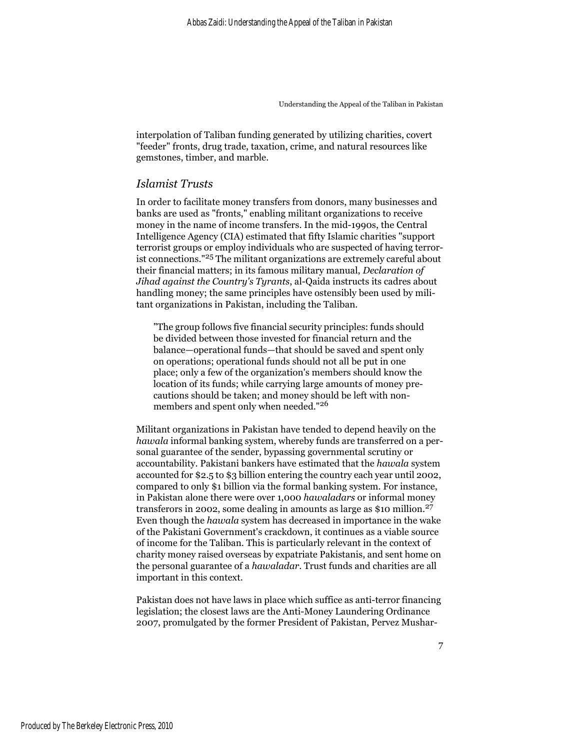interpolation of Taliban funding generated by utilizing charities, covert "feeder" fronts, drug trade, taxation, crime, and natural resources like gemstones, timber, and marble.

## *Islamist Trusts*

In order to facilitate money transfers from donors, many businesses and banks are used as "fronts," enabling militant organizations to receive money in the name of income transfers. In the mid-1990s, the Central Intelligence Agency (CIA) estimated that fifty Islamic charities "support terrorist groups or employ individuals who are suspected of having terrorist connections."[25] The militant organizations are extremely careful about their financial matters; in its famous military manual, *Declaration of Jihad against the Country's Tyrants*, al-Qaida instructs its cadres about handling money; the same principles have ostensibly been used by militant organizations in Pakistan, including the Taliban.

> "The group follows five financial security principles: funds should be divided between those invested for financial return and the balance—operational funds—that should be saved and spent only on operations; operational funds should not all be put in one place; only a few of the organization's members should know the location of its funds; while carrying large amounts of money precautions should be taken; and money should be left with non-members and spent only when needed."[26]

Militant organizations in Pakistan have tended to depend heavily on the *hawala* informal banking system, whereby funds are transferred on a personal guarantee of the sender, bypassing governmental scrutiny or accountability. Pakistani bankers have estimated that the *hawala* system accounted for $2.5 to $3 billion entering the country each year until 2002, compared to only $1 billion via the formal banking system. For instance, in Pakistan alone there were over 1,000 *hawaladars* or informal money transferors in 2002, some dealing in amounts as large as $10 million.[27] Even though the *hawala* system has decreased in importance in the wake of the Pakistani Government's crackdown, it continues as a viable source of income for the Taliban. This is particularly relevant in the context of charity money raised overseas by expatriate Pakistanis, and sent home on the personal guarantee of a *hawaladar*. Trust funds and charities are all important in this context.

Pakistan does not have laws in place which suffice as anti-terror financing legislation; the closest laws are the Anti-Money Laundering Ordinance 2007, promulgated by the former President of Pakistan, Pervez Mushar-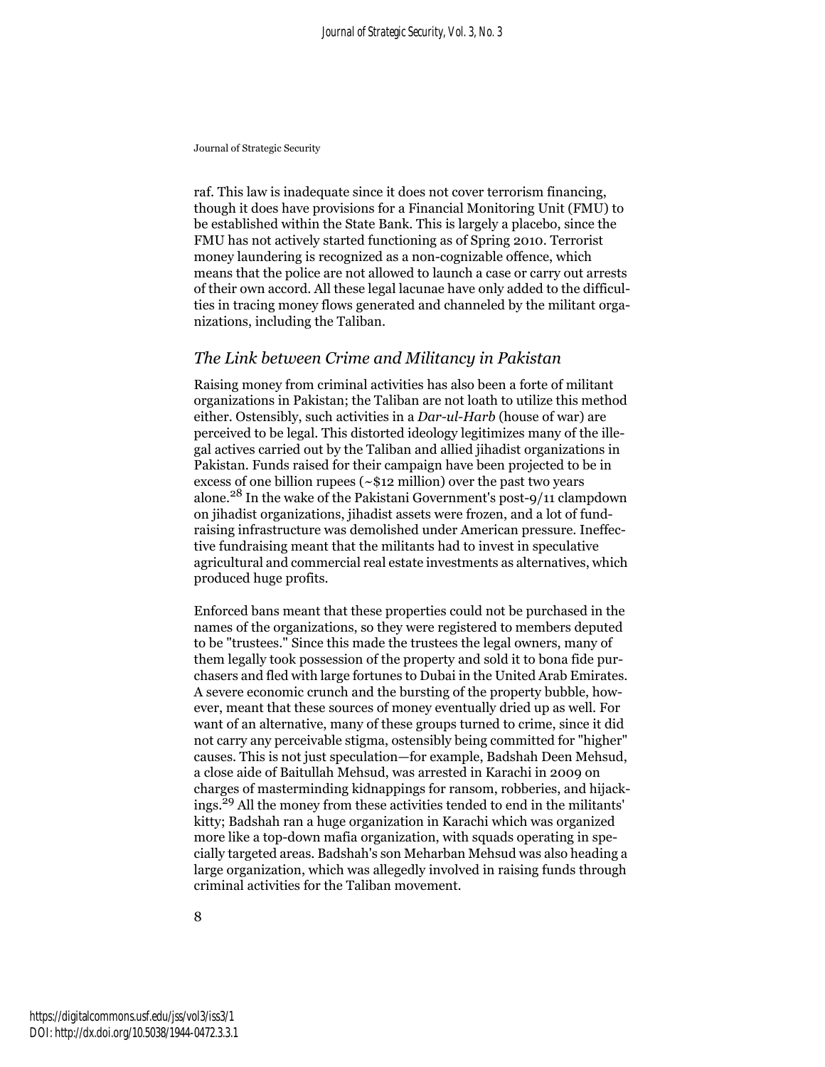raf. This law is inadequate since it does not cover terrorism financing, though it does have provisions for a Financial Monitoring Unit (FMU) to be established within the State Bank. This is largely a placebo, since the FMU has not actively started functioning as of Spring 2010. Terrorist money laundering is recognized as a non-cognizable offence, which means that the police are not allowed to launch a case or carry out arrests of their own accord. All these legal lacunae have only added to the difficulties in tracing money flows generated and channeled by the militant organizations, including the Taliban.

## *The Link between Crime and Militancy in Pakistan*

Raising money from criminal activities has also been a forte of militant organizations in Pakistan; the Taliban are not loath to utilize this method either. Ostensibly, such activities in a *Dar-ul-Harb* (house of war) are perceived to be legal. This distorted ideology legitimizes many of the illegal actives carried out by the Taliban and allied jihadist organizations in Pakistan. Funds raised for their campaign have been projected to be in excess of one billion rupees (~$12 million) over the past two years alone.[28] In the wake of the Pakistani Government's post-9/11 clampdown on jihadist organizations, jihadist assets were frozen, and a lot of fund-raising infrastructure was demolished under American pressure. Ineffective fundraising meant that the militants had to invest in speculative agricultural and commercial real estate investments as alternatives, which produced huge profits.

Enforced bans meant that these properties could not be purchased in the names of the organizations, so they were registered to members deputed to be "trustees." Since this made the trustees the legal owners, many of them legally took possession of the property and sold it to bona fide purchasers and fled with large fortunes to Dubai in the United Arab Emirates. A severe economic crunch and the bursting of the property bubble, however, meant that these sources of money eventually dried up as well. For want of an alternative, many of these groups turned to crime, since it did not carry any perceivable stigma, ostensibly being committed for "higher" causes. This is not just speculation—for example, Badshah Deen Mehsud, a close aide of Baitullah Mehsud, was arrested in Karachi in 2009 on charges of masterminding kidnappings for ransom, robberies, and hijackings.[29] All the money from these activities tended to end in the militants' kitty; Badshah ran a huge organization in Karachi which was organized more like a top-down mafia organization, with squads operating in specially targeted areas. Badshah's son Meharban Mehsud was also heading a large organization, which was allegedly involved in raising funds through criminal activities for the Taliban movement.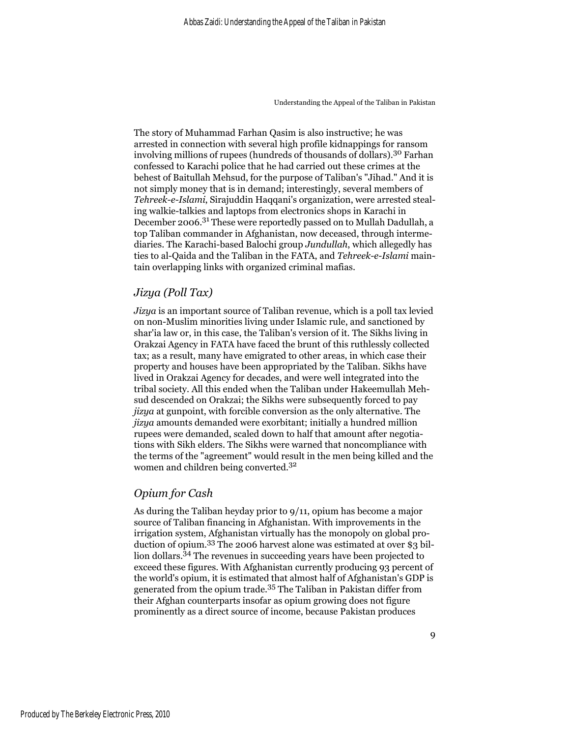The story of Muhammad Farhan Qasim is also instructive; he was arrested in connection with several high profile kidnappings for ransom involving millions of rupees (hundreds of thousands of dollars).[30] Farhan confessed to Karachi police that he had carried out these crimes at the behest of Baitullah Mehsud, for the purpose of Taliban's "Jihad." And it is not simply money that is in demand; interestingly, several members of *Tehreek-e-Islami*, Sirajuddin Haqqani's organization, were arrested stealing walkie-talkies and laptops from electronics shops in Karachi in December 2006.[31] These were reportedly passed on to Mullah Dadullah, a top Taliban commander in Afghanistan, now deceased, through intermediaries. The Karachi-based Balochi group *Jundullah*, which allegedly has ties to al-Qaida and the Taliban in the FATA, and *Tehreek-e-Islami* maintain overlapping links with organized criminal mafias.

## *Jizya (Poll Tax)*

*Jizya* is an important source of Taliban revenue, which is a poll tax levied on non-Muslim minorities living under Islamic rule, and sanctioned by shar'ia law or, in this case, the Taliban's version of it. The Sikhs living in Orakzai Agency in FATA have faced the brunt of this ruthlessly collected tax; as a result, many have emigrated to other areas, in which case their property and houses have been appropriated by the Taliban. Sikhs have lived in Orakzai Agency for decades, and were well integrated into the tribal society. All this ended when the Taliban under Hakeemullah Mehsud descended on Orakzai; the Sikhs were subsequently forced to pay *jizya* at gunpoint, with forcible conversion as the only alternative. The *jizya* amounts demanded were exorbitant; initially a hundred million rupees were demanded, scaled down to half that amount after negotiations with Sikh elders. The Sikhs were warned that noncompliance with the terms of the "agreement" would result in the men being killed and the women and children being converted.[32]

## *Opium for Cash*

As during the Taliban heyday prior to 9/11, opium has become a major source of Taliban financing in Afghanistan. With improvements in the irrigation system, Afghanistan virtually has the monopoly on global production of opium.[33] The 2006 harvest alone was estimated at over $3 billion dollars.[34] The revenues in succeeding years have been projected to exceed these figures. With Afghanistan currently producing 93 percent of the world's opium, it is estimated that almost half of Afghanistan's GDP is generated from the opium trade.[35] The Taliban in Pakistan differ from their Afghan counterparts insofar as opium growing does not figure prominently as a direct source of income, because Pakistan produces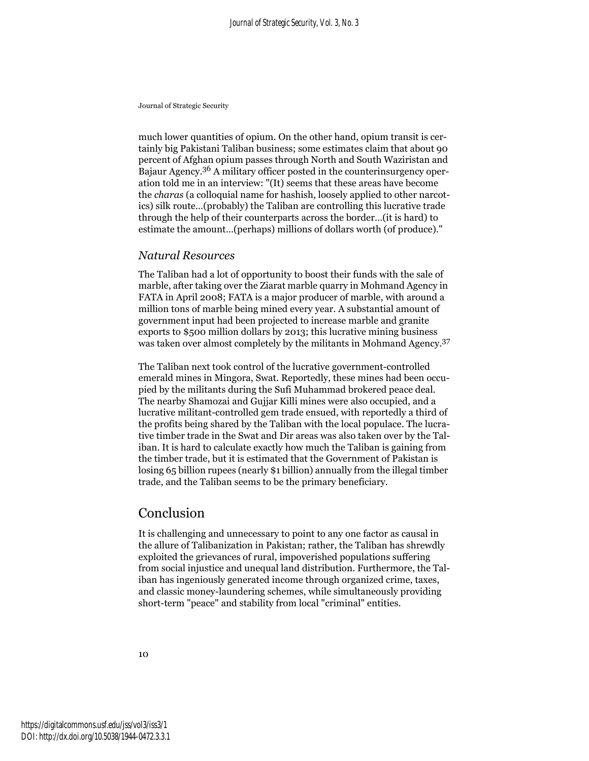much lower quantities of opium. On the other hand, opium transit is certainly big Pakistani Taliban business; some estimates claim that about 90 percent of Afghan opium passes through North and South Waziristan and Bajaur Agency.[36] A military officer posted in the counterinsurgency operation told me in an interview: "(It) seems that these areas have become the *charas* (a colloquial name for hashish, loosely applied to other narcotics) silk route…(probably) the Taliban are controlling this lucrative trade through the help of their counterparts across the border…(it is hard) to estimate the amount…(perhaps) millions of dollars worth (of produce)."

### *Natural Resources*

The Taliban had a lot of opportunity to boost their funds with the sale of marble, after taking over the Ziarat marble quarry in Mohmand Agency in FATA in April 2008; FATA is a major producer of marble, with around a million tons of marble being mined every year. A substantial amount of government input had been projected to increase marble and granite exports to $500 million dollars by 2013; this lucrative mining business was taken over almost completely by the militants in Mohmand Agency.[37]

The Taliban next took control of the lucrative government-controlled emerald mines in Mingora, Swat. Reportedly, these mines had been occupied by the militants during the Sufi Muhammad brokered peace deal. The nearby Shamozai and Gujjar Killi mines were also occupied, and a lucrative militant-controlled gem trade ensued, with reportedly a third of the profits being shared by the Taliban with the local populace. The lucrative timber trade in the Swat and Dir areas was also taken over by the Taliban. It is hard to calculate exactly how much the Taliban is gaining from the timber trade, but it is estimated that the Government of Pakistan is losing 65 billion rupees (nearly $1 billion) annually from the illegal timber trade, and the Taliban seems to be the primary beneficiary.

## Conclusion

It is challenging and unnecessary to point to any one factor as causal in the allure of Talibanization in Pakistan; rather, the Taliban has shrewdly exploited the grievances of rural, impoverished populations suffering from social injustice and unequal land distribution. Furthermore, the Taliban has ingeniously generated income through organized crime, taxes, and classic money-laundering schemes, while simultaneously providing short-term "peace" and stability from local "criminal" entities.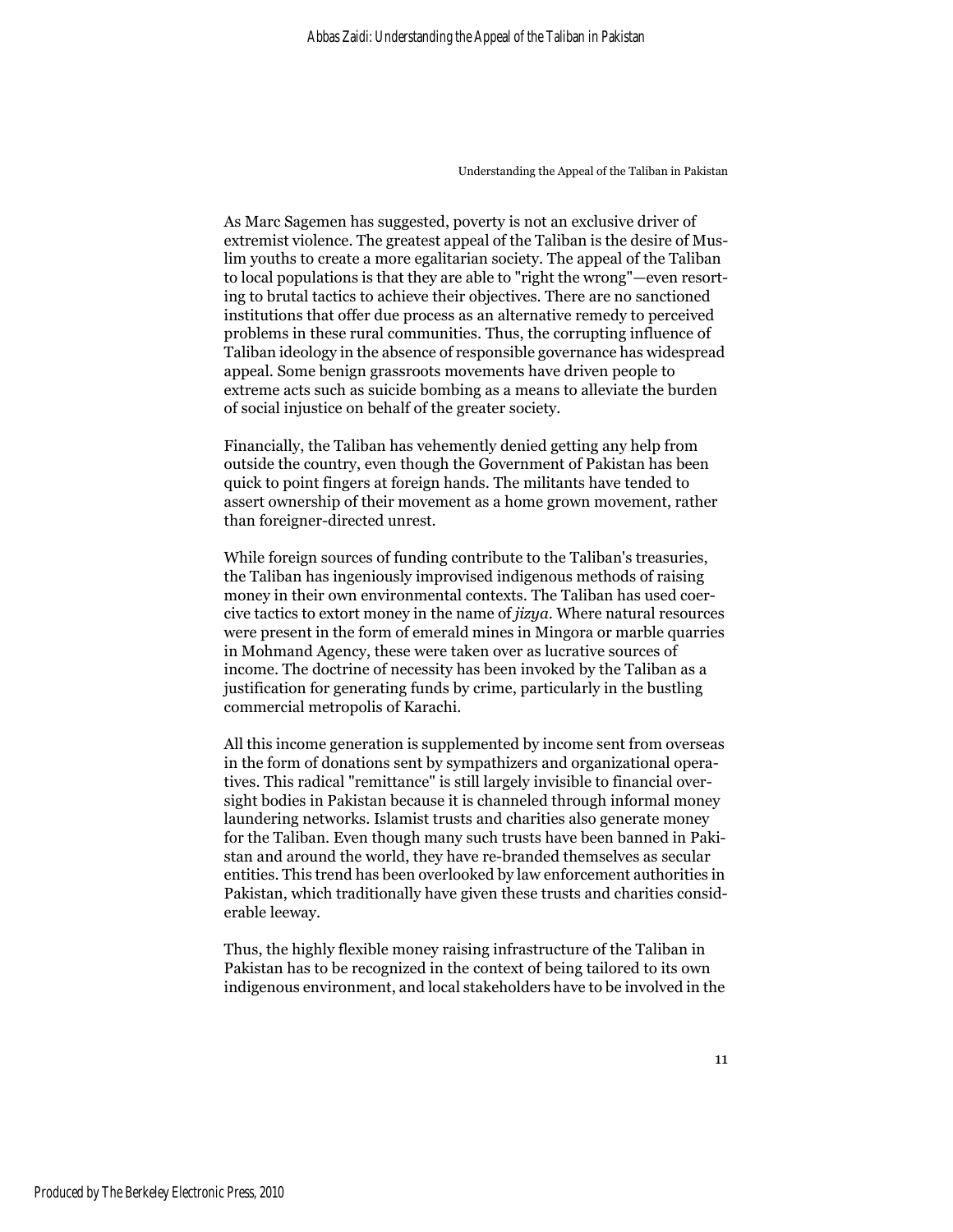As Marc Sagemen has suggested, poverty is not an exclusive driver of extremist violence. The greatest appeal of the Taliban is the desire of Muslim youths to create a more egalitarian society. The appeal of the Taliban to local populations is that they are able to "right the wrong"—even resorting to brutal tactics to achieve their objectives. There are no sanctioned institutions that offer due process as an alternative remedy to perceived problems in these rural communities. Thus, the corrupting influence of Taliban ideology in the absence of responsible governance has widespread appeal. Some benign grassroots movements have driven people to extreme acts such as suicide bombing as a means to alleviate the burden of social injustice on behalf of the greater society.

Financially, the Taliban has vehemently denied getting any help from outside the country, even though the Government of Pakistan has been quick to point fingers at foreign hands. The militants have tended to assert ownership of their movement as a home grown movement, rather than foreigner-directed unrest.

While foreign sources of funding contribute to the Taliban's treasuries, the Taliban has ingeniously improvised indigenous methods of raising money in their own environmental contexts. The Taliban has used coercive tactics to extort money in the name of *jizya*. Where natural resources were present in the form of emerald mines in Mingora or marble quarries in Mohmand Agency, these were taken over as lucrative sources of income. The doctrine of necessity has been invoked by the Taliban as a justification for generating funds by crime, particularly in the bustling commercial metropolis of Karachi.

All this income generation is supplemented by income sent from overseas in the form of donations sent by sympathizers and organizational operatives. This radical "remittance" is still largely invisible to financial oversight bodies in Pakistan because it is channeled through informal money laundering networks. Islamist trusts and charities also generate money for the Taliban. Even though many such trusts have been banned in Pakistan and around the world, they have re-branded themselves as secular entities. This trend has been overlooked by law enforcement authorities in Pakistan, which traditionally have given these trusts and charities considerable leeway.

Thus, the highly flexible money raising infrastructure of the Taliban in Pakistan has to be recognized in the context of being tailored to its own indigenous environment, and local stakeholders have to be involved in the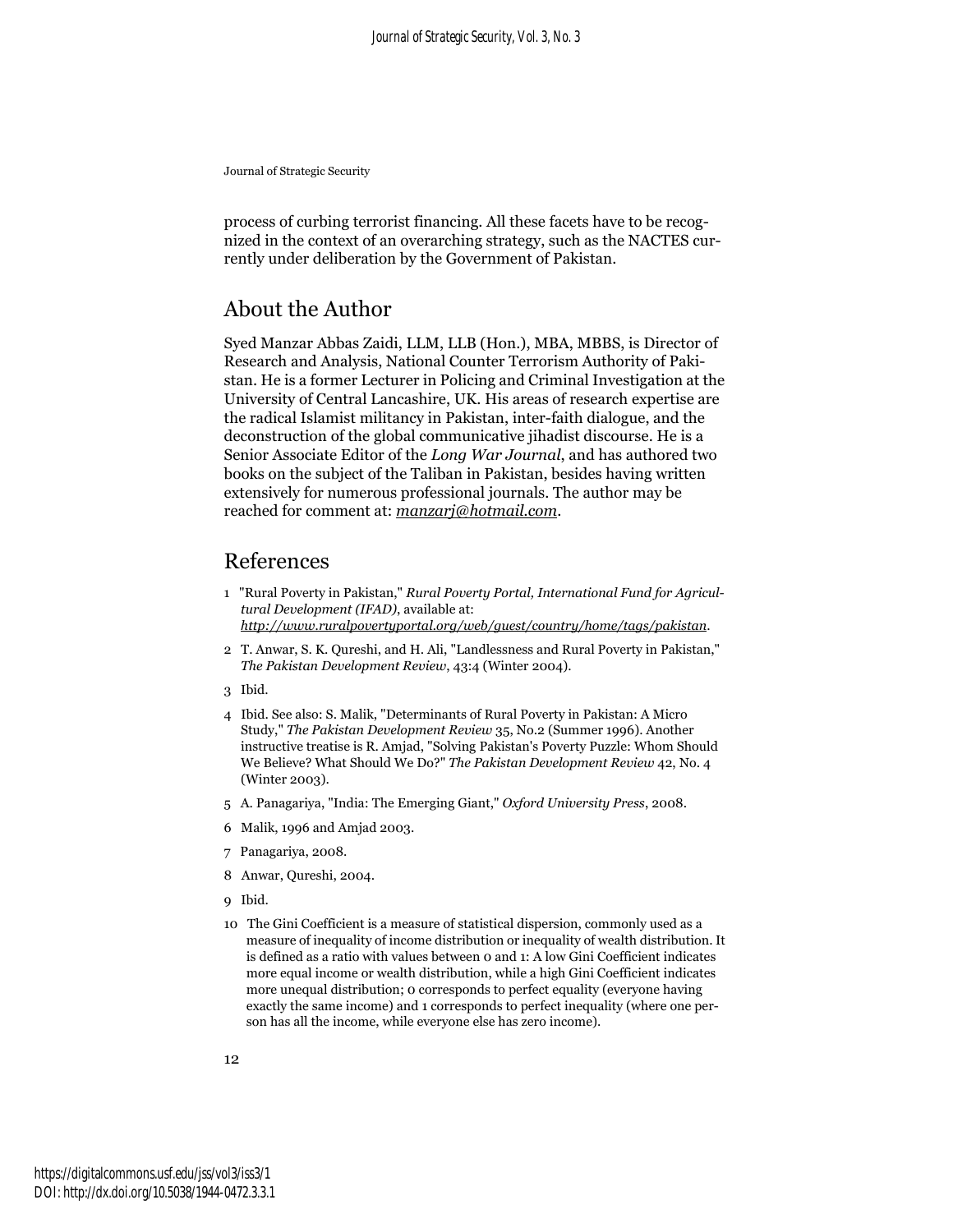process of curbing terrorist financing. All these facets have to be recognized in the context of an overarching strategy, such as the NACTES currently under deliberation by the Government of Pakistan.

## About the Author

Syed Manzar Abbas Zaidi, LLM, LLB (Hon.), MBA, MBBS, is Director of Research and Analysis, National Counter Terrorism Authority of Pakistan. He is a former Lecturer in Policing and Criminal Investigation at the University of Central Lancashire, UK. His areas of research expertise are the radical Islamist militancy in Pakistan, inter-faith dialogue, and the deconstruction of the global communicative jihadist discourse. He is a Senior Associate Editor of the *Long War Journal*, and has authored two books on the subject of the Taliban in Pakistan, besides having written extensively for numerous professional journals. The author may be reached for comment at: *manzarj@hotmail.com*.

## References

1. "Rural Poverty in Pakistan," *Rural Poverty Portal, International Fund for Agricultural Development (IFAD)*, available at: *http://www.ruralpovertyportal.org/web/guest/country/home/tags/pakistan*.
2. T. Anwar, S. K. Qureshi, and H. Ali, "Landlessness and Rural Poverty in Pakistan," *The Pakistan Development Review*, 43:4 (Winter 2004).
3. Ibid.
4. Ibid. See also: S. Malik, "Determinants of Rural Poverty in Pakistan: A Micro Study," *The Pakistan Development Review* 35, No.2 (Summer 1996). Another instructive treatise is R. Amjad, "Solving Pakistan's Poverty Puzzle: Whom Should We Believe? What Should We Do?" *The Pakistan Development Review* 42, No. 4 (Winter 2003).
5. A. Panagariya, "India: The Emerging Giant," *Oxford University Press*, 2008.
6. Malik, 1996 and Amjad 2003.
7. Panagariya, 2008.
8. Anwar, Qureshi, 2004.
9. Ibid.
10. The Gini Coefficient is a measure of statistical dispersion, commonly used as a measure of inequality of income distribution or inequality of wealth distribution. It is defined as a ratio with values between 0 and 1: A low Gini Coefficient indicates more equal income or wealth distribution, while a high Gini Coefficient indicates more unequal distribution; 0 corresponds to perfect equality (everyone having exactly the same income) and 1 corresponds to perfect inequality (where one person has all the income, while everyone else has zero income).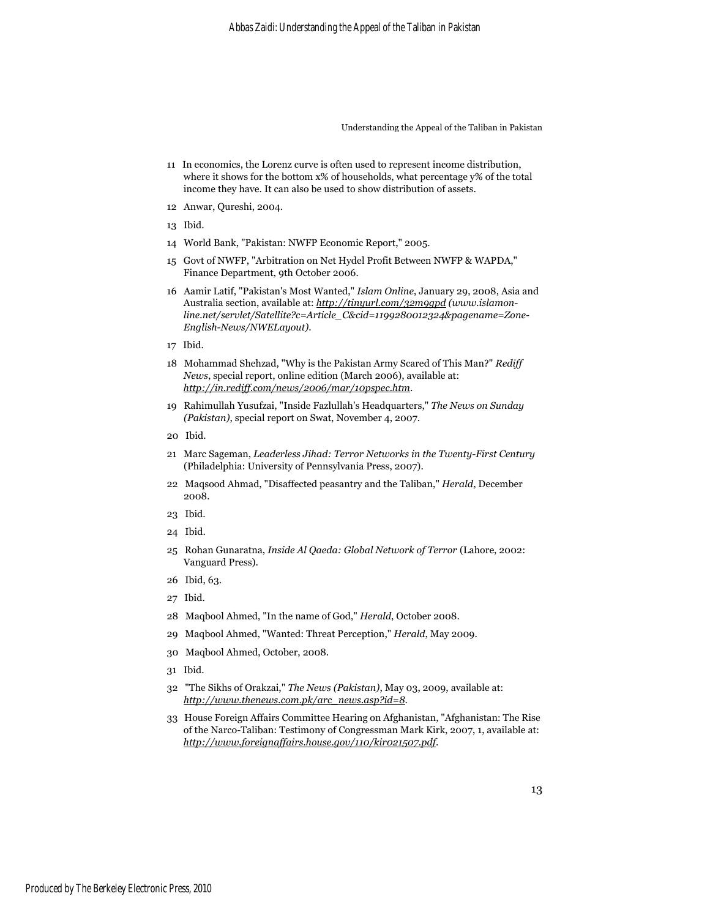11 In economics, the Lorenz curve is often used to represent income distribution, where it shows for the bottom x% of households, what percentage y% of the total income they have. It can also be used to show distribution of assets.

12 Anwar, Qureshi, 2004.

13 Ibid.

14 World Bank, "Pakistan: NWFP Economic Report," 2005.

15 Govt of NWFP, "Arbitration on Net Hydel Profit Between NWFP & WAPDA," Finance Department, 9th October 2006.

16 Aamir Latif, "Pakistan's Most Wanted," *Islam Online*, January 29, 2008, Asia and Australia section, available at: *http://tinyurl.com/32m9gpd (www.islamonline.net/servlet/Satellite?c=Article_C&cid=1199280012324&pagename=Zone-English-News/NWELayout).*

17 Ibid.

18 Mohammad Shehzad, "Why is the Pakistan Army Scared of This Man?" *Rediff News*, special report, online edition (March 2006), available at: *http://in.rediff.com/news/2006/mar/10pspec.htm*.

19 Rahimullah Yusufzai, "Inside Fazlullah's Headquarters," *The News on Sunday (Pakistan)*, special report on Swat, November 4, 2007.

20 Ibid.

21 Marc Sageman, *Leaderless Jihad: Terror Networks in the Twenty-First Century* (Philadelphia: University of Pennsylvania Press, 2007).

22 Maqsood Ahmad, "Disaffected peasantry and the Taliban," *Herald*, December 2008.

23 Ibid.

24 Ibid.

25 Rohan Gunaratna, *Inside Al Qaeda: Global Network of Terror* (Lahore, 2002: Vanguard Press).

26 Ibid, 63.

27 Ibid.

28 Maqbool Ahmed, "In the name of God," *Herald*, October 2008.

29 Maqbool Ahmed, "Wanted: Threat Perception," *Herald*, May 2009.

30 Maqbool Ahmed, October, 2008.

31 Ibid.

32 "The Sikhs of Orakzai," *The News (Pakistan)*, May 03, 2009, available at: *http://www.thenews.com.pk/arc_news.asp?id=8*.

33 House Foreign Affairs Committee Hearing on Afghanistan, "Afghanistan: The Rise of the Narco-Taliban: Testimony of Congressman Mark Kirk, 2007, 1, available at: *http://www.foreignaffairs.house.gov/110/kir021507.pdf*.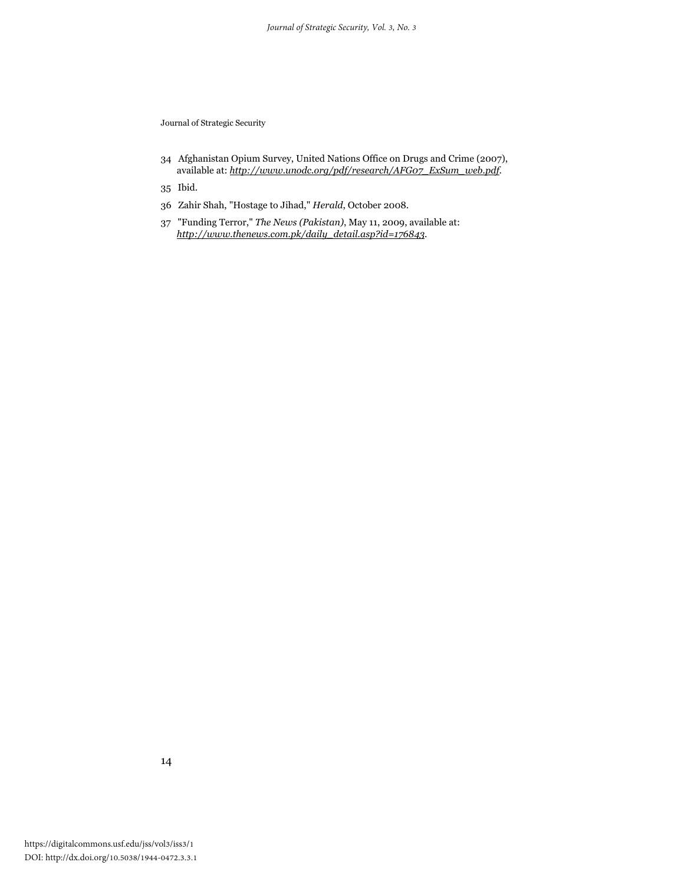34 Afghanistan Opium Survey, United Nations Office on Drugs and Crime (2007), available at: *http://www.unodc.org/pdf/research/AFG07_ExSum_web.pdf*.

35 Ibid.

36 Zahir Shah, "Hostage to Jihad," *Herald*, October 2008.

37 "Funding Terror," *The News (Pakistan)*, May 11, 2009, available at: *http://www.thenews.com.pk/daily_detail.asp?id=176843*.